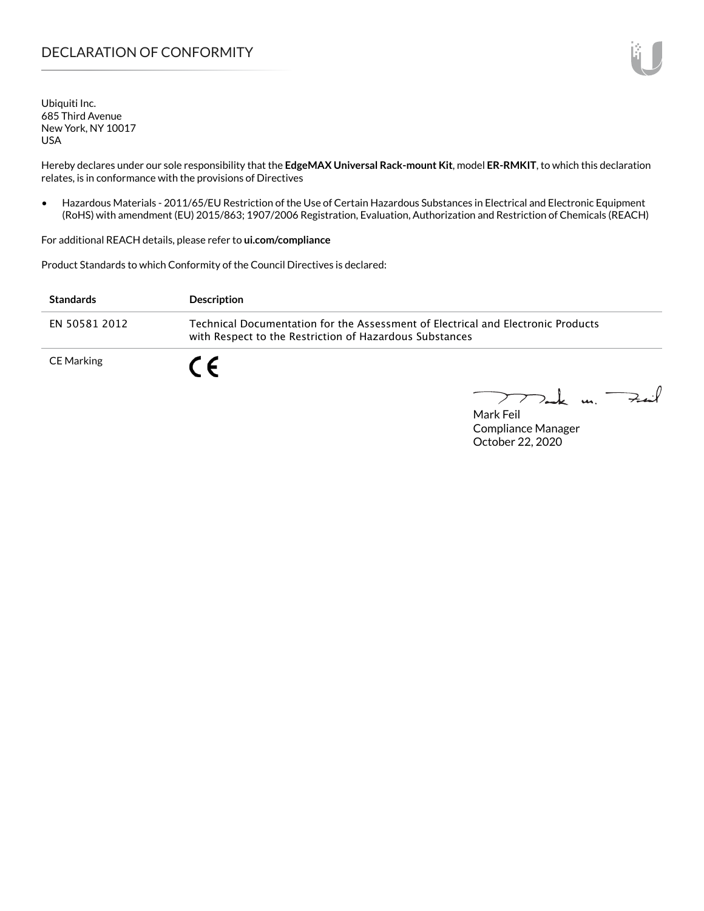# DECLARATION OF CONFORMITY

Ubiquiti Inc.
685 Third Avenue
New York, NY 10017
USA

Hereby declares under our sole responsibility that the **EdgeMAX Universal Rack-mount Kit**, model **ER-RMKIT**, to which this declaration relates, is in conformance with the provisions of Directives

- Hazardous Materials - 2011/65/EU Restriction of the Use of Certain Hazardous Substances in Electrical and Electronic Equipment (RoHS) with amendment (EU) 2015/863; 1907/2006 Registration, Evaluation, Authorization and Restriction of Chemicals (REACH)

For additional REACH details, please refer to **ui.com/compliance**

Product Standards to which Conformity of the Council Directives is declared:

| Standards | Description |
| --- | --- |
| EN 50581 2012 | Technical Documentation for the Assessment of Electrical and Electronic Products with Respect to the Restriction of Hazardous Substances |
| CE Marking | CE |

Mark Feil
Compliance Manager
October 22, 2020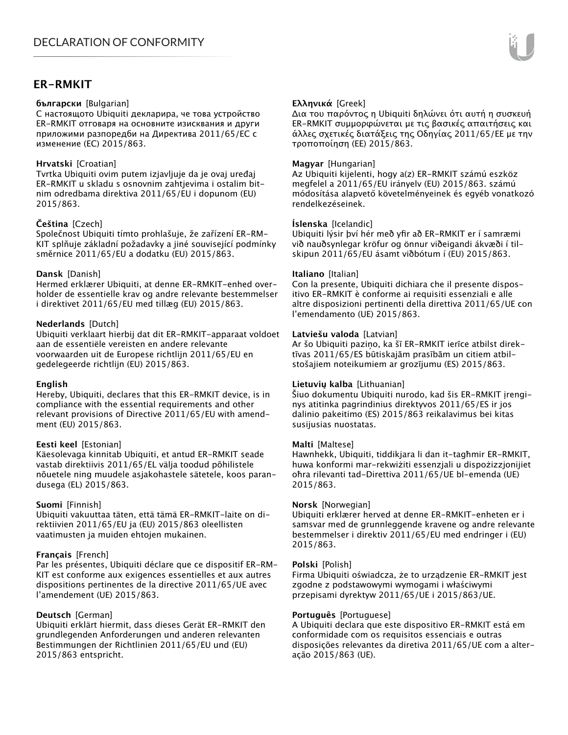## ER-RMKIT

**български** [Bulgarian]
С настоящото Ubiquiti декларира, че това устройство ER-RMKIT отговаря на основните изисквания и други приложими разпоредби на Директива 2011/65/ЕС с изменение (ЕС) 2015/863.

**Hrvatski** [Croatian]
Tvrtka Ubiquiti ovim putem izjavljuje da je ovaj uređaj ER-RMKIT u skladu s osnovnim zahtjevima i ostalim bitnim odredbama direktiva 2011/65/EU i dopunom (EU) 2015/863.

**Čeština** [Czech]
Společnost Ubiquiti tímto prohlašuje, že zařízení ER-RMKIT splňuje základní požadavky a jiné související podmínky směrnice 2011/65/EU a dodatku (EU) 2015/863.

**Dansk** [Danish]
Hermed erklærer Ubiquiti, at denne ER-RMKIT-enhed overholder de essentielle krav og andre relevante bestemmelser i direktivet 2011/65/EU med tillæg (EU) 2015/863.

**Nederlands** [Dutch]
Ubiquiti verklaart hierbij dat dit ER-RMKIT-apparaat voldoet aan de essentiële vereisten en andere relevante voorwaarden uit de Europese richtlijn 2011/65/EU en gedelegeerde richtlijn (EU) 2015/863.

**English**
Hereby, Ubiquiti, declares that this ER-RMKIT device, is in compliance with the essential requirements and other relevant provisions of Directive 2011/65/EU with amendment (EU) 2015/863.

**Eesti keel** [Estonian]
Käesolevaga kinnitab Ubiquiti, et antud ER-RMKIT seade vastab direktiivis 2011/65/EL välja toodud põhilistele nõuetele ning muudele asjakohastele sätetele, koos parandusega (EL) 2015/863.

**Suomi** [Finnish]
Ubiquiti vakuuttaa täten, että tämä ER-RMKIT-laite on direktiivien 2011/65/EU ja (EU) 2015/863 oleellisten vaatimusten ja muiden ehtojen mukainen.

**Français** [French]
Par les présentes, Ubiquiti déclare que ce dispositif ER-RMKIT est conforme aux exigences essentielles et aux autres dispositions pertinentes de la directive 2011/65/UE avec l'amendement (UE) 2015/863.

**Deutsch** [German]
Ubiquiti erklärt hiermit, dass dieses Gerät ER-RMKIT den grundlegenden Anforderungen und anderen relevanten Bestimmungen der Richtlinien 2011/65/EU und (EU) 2015/863 entspricht.

**Ελληνικά** [Greek]
Δια του παρόντος η Ubiquiti δηλώνει ότι αυτή η συσκευή ER-RMKIT συμμορφώνεται με τις βασικές απαιτήσεις και άλλες σχετικές διατάξεις της Οδηγίας 2011/65/ΕΕ με την τροποποίηση (ΕΕ) 2015/863.

**Magyar** [Hungarian]
Az Ubiquiti kijelenti, hogy a(z) ER-RMKIT számú eszköz megfelel a 2011/65/EU irányelv (EU) 2015/863. számú módosítása alapvető követelményeinek és egyéb vonatkozó rendelkezéseinek.

**Íslenska** [Icelandic]
Ubiquiti lýsir því hér með yfir að ER-RMKIT er í samræmi við nauðsynlegar kröfur og önnur viðeigandi ákvæði í tilskipun 2011/65/EU ásamt viðbótum í (EU) 2015/863.

**Italiano** [Italian]
Con la presente, Ubiquiti dichiara che il presente dispositivo ER-RMKIT è conforme ai requisiti essenziali e alle altre disposizioni pertinenti della direttiva 2011/65/UE con l'emendamento (UE) 2015/863.

**Latviešu valoda** [Latvian]
Ar šo Ubiquiti paziņo, ka šī ER-RMKIT ierīce atbilst direktīvas 2011/65/ES būtiskajām prasībām un citiem atbilstošajiem noteikumiem ar grozījumu (ES) 2015/863.

**Lietuvių kalba** [Lithuanian]
Šiuo dokumentu Ubiquiti nurodo, kad šis ER-RMKIT įrenginys atitinka pagrindinius direktyvos 2011/65/ES ir jos dalinio pakeitimo (ES) 2015/863 reikalavimus bei kitas susijusias nuostatas.

**Malti** [Maltese]
Hawnhekk, Ubiquiti, tiddikjara li dan it-tagħmir ER-RMKIT, huwa konformi mar-rekwiżiti essenzjali u dispożizzjonijiet oħra rilevanti tad-Direttiva 2011/65/UE bl-emenda (UE) 2015/863.

**Norsk** [Norwegian]
Ubiquiti erklærer herved at denne ER-RMKIT-enheten er i samsvar med de grunnleggende kravene og andre relevante bestemmelser i direktiv 2011/65/EU med endringer i (EU) 2015/863.

**Polski** [Polish]
Firma Ubiquiti oświadcza, że to urządzenie ER-RMKIT jest zgodne z podstawowymi wymogami i właściwymi przepisami dyrektyw 2011/65/UE i 2015/863/UE.

**Português** [Portuguese]
A Ubiquiti declara que este dispositivo ER-RMKIT está em conformidade com os requisitos essenciais e outras disposições relevantes da diretiva 2011/65/UE com a alteração 2015/863 (UE).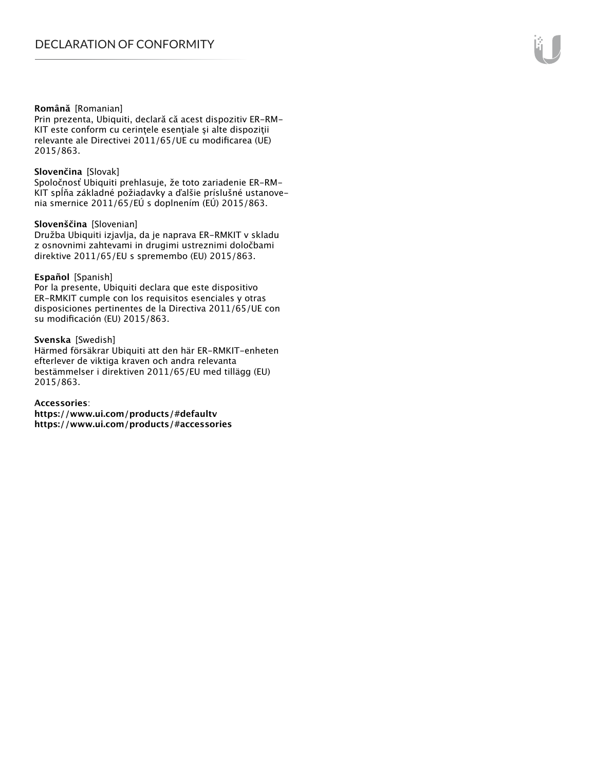**Română** [Romanian]
Prin prezenta, Ubiquiti, declară că acest dispozitiv ER-RM-KIT este conform cu cerinţele esenţiale şi alte dispoziţii relevante ale Directivei 2011/65/UE cu modificarea (UE) 2015/863.

**Slovenčina** [Slovak]
Spoločnosť Ubiquiti prehlasuje, že toto zariadenie ER-RM-KIT spĺňa základné požiadavky a ďalšie príslušné ustanovenia smernice 2011/65/EÚ s doplnením (EÚ) 2015/863.

**Slovenščina** [Slovenian]
Družba Ubiquiti izjavlja, da je naprava ER-RMKIT v skladu z osnovnimi zahtevami in drugimi ustreznimi določbami direktive 2011/65/EU s spremembo (EU) 2015/863.

**Español** [Spanish]
Por la presente, Ubiquiti declara que este dispositivo ER-RMKIT cumple con los requisitos esenciales y otras disposiciones pertinentes de la Directiva 2011/65/UE con su modificación (EU) 2015/863.

**Svenska** [Swedish]
Härmed försäkrar Ubiquiti att den här ER-RMKIT-enheten efterlever de viktiga kraven och andra relevanta bestämmelser i direktiven 2011/65/EU med tillägg (EU) 2015/863.

**Accessories**:
**https://www.ui.com/products/#defaultv**
**https://www.ui.com/products/#accessories**